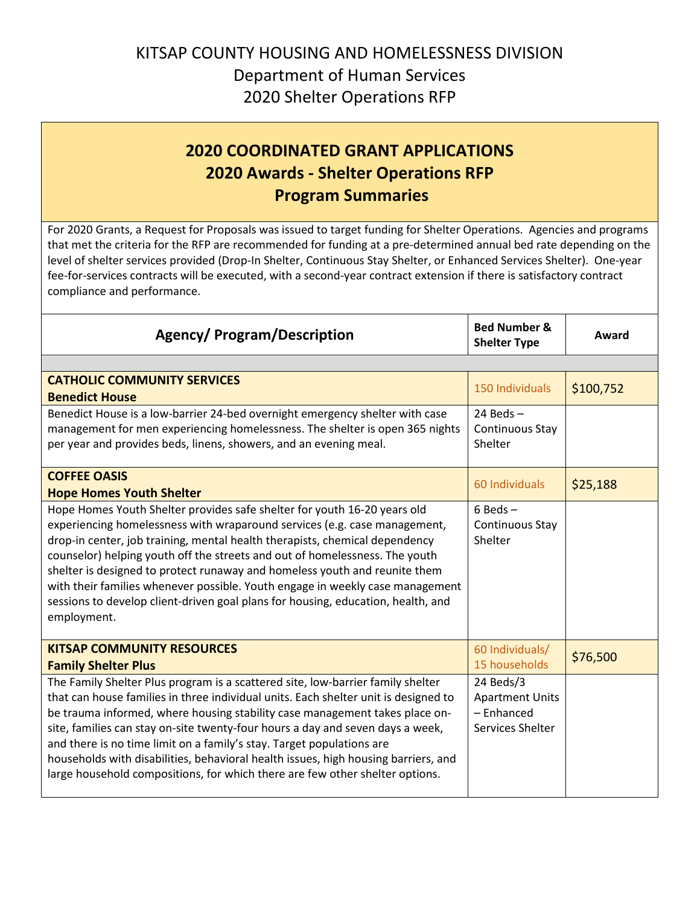# KITSAP COUNTY HOUSING AND HOMELESSNESS DIVISION
## Department of Human Services
## 2020 Shelter Operations RFP

## 2020 COORDINATED GRANT APPLICATIONS
## 2020 Awards - Shelter Operations RFP
## Program Summaries

For 2020 Grants, a Request for Proposals was issued to target funding for Shelter Operations. Agencies and programs that met the criteria for the RFP are recommended for funding at a pre-determined annual bed rate depending on the level of shelter services provided (Drop-In Shelter, Continuous Stay Shelter, or Enhanced Services Shelter). One-year fee-for-services contracts will be executed, with a second-year contract extension if there is satisfactory contract compliance and performance.

| Agency/ Program/Description | Bed Number & Shelter Type | Award |
|---|---|---|
| | | |
| **CATHOLIC COMMUNITY SERVICES**<br>**Benedict House** | 150 Individuals | $100,752 |
| Benedict House is a low-barrier 24-bed overnight emergency shelter with case management for men experiencing homelessness. The shelter is open 365 nights per year and provides beds, linens, showers, and an evening meal. | 24 Beds – Continuous Stay Shelter | |
| **COFFEE OASIS**<br>**Hope Homes Youth Shelter** | 60 Individuals | $25,188 |
| Hope Homes Youth Shelter provides safe shelter for youth 16-20 years old experiencing homelessness with wraparound services (e.g. case management, drop-in center, job training, mental health therapists, chemical dependency counselor) helping youth off the streets and out of homelessness. The youth shelter is designed to protect runaway and homeless youth and reunite them with their families whenever possible. Youth engage in weekly case management sessions to develop client-driven goal plans for housing, education, health, and employment. | 6 Beds – Continuous Stay Shelter | |
| **KITSAP COMMUNITY RESOURCES**<br>**Family Shelter Plus** | 60 Individuals/ 15 households | $76,500 |
| The Family Shelter Plus program is a scattered site, low-barrier family shelter that can house families in three individual units. Each shelter unit is designed to be trauma informed, where housing stability case management takes place on-site, families can stay on-site twenty-four hours a day and seven days a week, and there is no time limit on a family's stay. Target populations are households with disabilities, behavioral health issues, high housing barriers, and large household compositions, for which there are few other shelter options. | 24 Beds/3 Apartment Units – Enhanced Services Shelter | |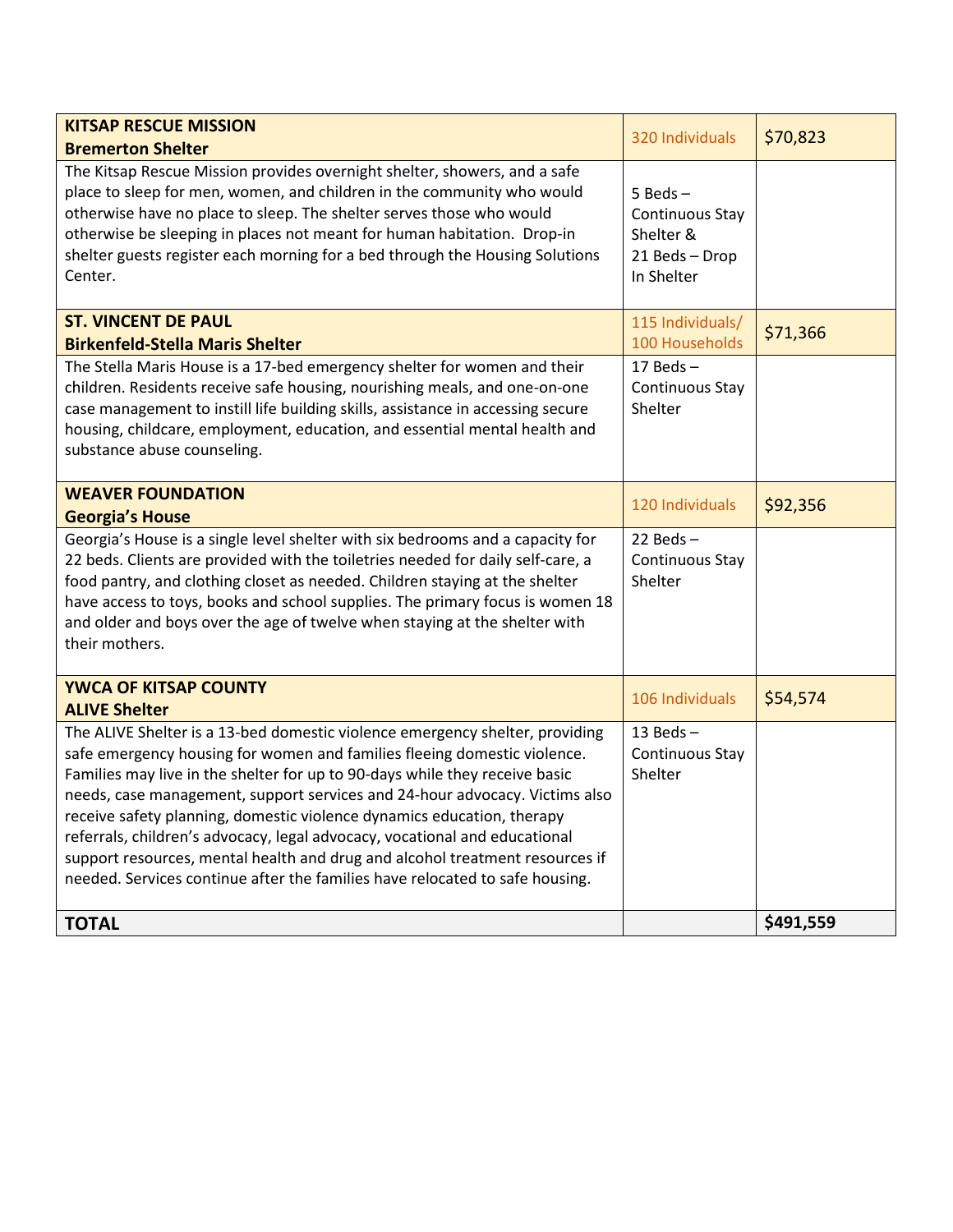| | | |
|---|---|---|
| **KITSAP RESCUE MISSION**<br>**Bremerton Shelter** | 320 Individuals | $70,823 |
| The Kitsap Rescue Mission provides overnight shelter, showers, and a safe place to sleep for men, women, and children in the community who would otherwise have no place to sleep. The shelter serves those who would otherwise be sleeping in places not meant for human habitation. Drop-in shelter guests register each morning for a bed through the Housing Solutions Center. | 5 Beds – Continuous Stay Shelter & 21 Beds – Drop In Shelter | |
| **ST. VINCENT DE PAUL**<br>**Birkenfeld-Stella Maris Shelter** | 115 Individuals/ 100 Households | $71,366 |
| The Stella Maris House is a 17-bed emergency shelter for women and their children. Residents receive safe housing, nourishing meals, and one-on-one case management to instill life building skills, assistance in accessing secure housing, childcare, employment, education, and essential mental health and substance abuse counseling. | 17 Beds – Continuous Stay Shelter | |
| **WEAVER FOUNDATION**<br>**Georgia's House** | 120 Individuals | $92,356 |
| Georgia's House is a single level shelter with six bedrooms and a capacity for 22 beds. Clients are provided with the toiletries needed for daily self-care, a food pantry, and clothing closet as needed. Children staying at the shelter have access to toys, books and school supplies. The primary focus is women 18 and older and boys over the age of twelve when staying at the shelter with their mothers. | 22 Beds – Continuous Stay Shelter | |
| **YWCA OF KITSAP COUNTY**<br>**ALIVE Shelter** | 106 Individuals | $54,574 |
| The ALIVE Shelter is a 13-bed domestic violence emergency shelter, providing safe emergency housing for women and families fleeing domestic violence. Families may live in the shelter for up to 90-days while they receive basic needs, case management, support services and 24-hour advocacy. Victims also receive safety planning, domestic violence dynamics education, therapy referrals, children's advocacy, legal advocacy, vocational and educational support resources, mental health and drug and alcohol treatment resources if needed. Services continue after the families have relocated to safe housing. | 13 Beds – Continuous Stay Shelter | |
| **TOTAL** | | **$491,559** |